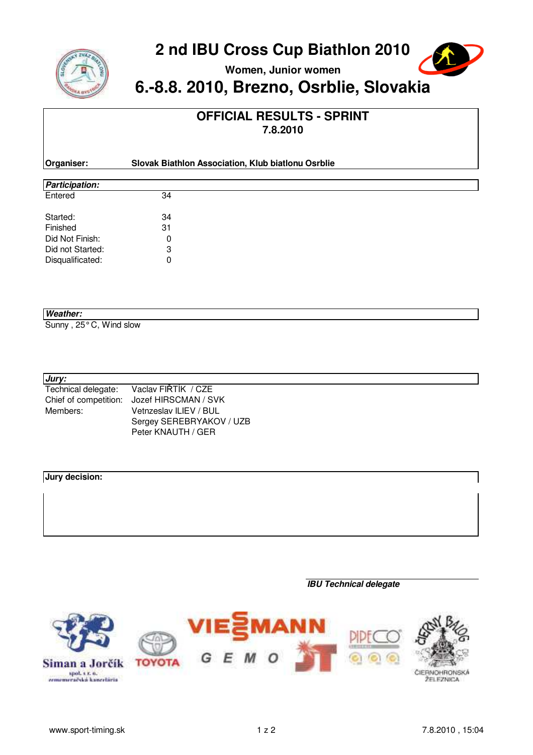# 2 nd IBU Cross Cup Biathlon 2010

**Women, Junior women**

## 6.-8.8. 2010, Brezno, Osrblie, Slovakia

## OFFICIAL RESULTS - SPRINT

**7.8.2010**

| | |
|---|---|
| **Organiser:** | **Slovak Biathlon Association, Klub biatlonu Osrblie** |

***Participation:***

| | |
|---|---|
| Entered | 34 |
| Started: | 34 |
| Finished | 31 |
| Did Not Finish: | 0 |
| Did not Started: | 3 |
| Disqualificated: | 0 |

***Weather:***

Sunny , 25° C, Wind slow

***Jury:***

| | |
|---|---|
| Technical delegate: | Vaclav FIŘTÍK / CZE |
| Chief of competition: | Jozef HIRSCMAN / SVK |
| Members: | Vetnzeslav ILIEV / BUL |
| | Sergey SEREBRYAKOV / UZB |
| | Peter KNAUTH / GER |

**Jury decision:**

***IBU Technical delegate***

Siman a Jorčík spol. s r. o. zememeračská kancelária | TOYOTA | VIESSMANN | GEMO | PIPECO | ČIERNY BALOG ČIERNOHRONSKÁ ŽELEZNICA

www.sport-timing.sk

7.8.2010 , 15:04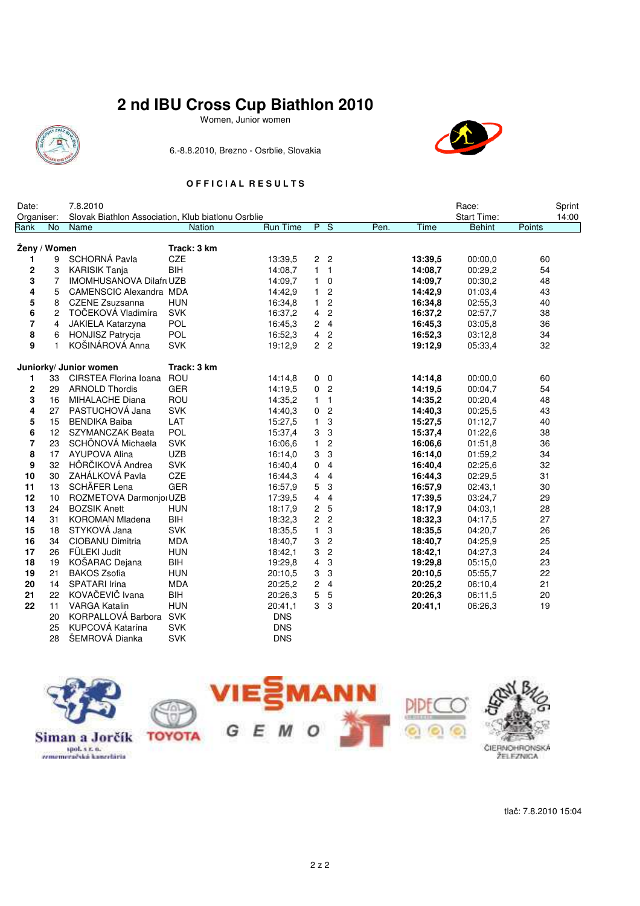# 2 nd IBU Cross Cup Biathlon 2010

Women, Junior women

6.-8.8.2010, Brezno - Osrblie, Slovakia

**OFFICIAL RESULTS**

Date: 7.8.2010 — Race: Sprint

Organiser: Slovak Biathlon Association, Klub biatlonu Osrblie — Start Time: 14:00

| Rank | No | Name | Nation | Run Time | P | S | Pen. | Time | Behint | Points |
|---|---|---|---|---|---|---|---|---|---|---|
| **Ženy / Women** | | | **Track: 3 km** | | | | | | | |
| **1** | 9 | SCHORNÁ Pavla | CZE | 13:39,5 | 2 | 2 | | **13:39,5** | 00:00,0 | 60 |
| **2** | 3 | KARISIK Tanja | BIH | 14:08,7 | 1 | 1 | | **14:08,7** | 00:29,2 | 54 |
| **3** | 7 | IMOHMUSANOVA Dilafr | UZB | 14:09,7 | 1 | 0 | | **14:09,7** | 00:30,2 | 48 |
| **4** | 5 | CAMENSCIC Alexandra | MDA | 14:42,9 | 1 | 2 | | **14:42,9** | 01:03,4 | 43 |
| **5** | 8 | CZENE Zsuzsanna | HUN | 16:34,8 | 1 | 2 | | **16:34,8** | 02:55,3 | 40 |
| **6** | 2 | TOČEKOVÁ Vladimíra | SVK | 16:37,2 | 4 | 2 | | **16:37,2** | 02:57,7 | 38 |
| **7** | 4 | JAKIELA Katarzyna | POL | 16:45,3 | 2 | 4 | | **16:45,3** | 03:05,8 | 36 |
| **8** | 6 | HONJISZ Patrycja | POL | 16:52,3 | 4 | 2 | | **16:52,3** | 03:12,8 | 34 |
| **9** | 1 | KOŠINÁROVÁ Anna | SVK | 19:12,9 | 2 | 2 | | **19:12,9** | 05:33,4 | 32 |
| **Juniorky/ Junior women** | | | **Track: 3 km** | | | | | | | |
| **1** | 33 | CIRSTEA Florina Ioana | ROU | 14:14,8 | 0 | 0 | | **14:14,8** | 00:00,0 | 60 |
| **2** | 29 | ARNOLD Thordis | GER | 14:19,5 | 0 | 2 | | **14:19,5** | 00:04,7 | 54 |
| **3** | 16 | MIHALACHE Diana | ROU | 14:35,2 | 1 | 1 | | **14:35,2** | 00:20,4 | 48 |
| **4** | 27 | PASTUCHOVÁ Jana | SVK | 14:40,3 | 0 | 2 | | **14:40,3** | 00:25,5 | 43 |
| **5** | 15 | BENDIKA Baiba | LAT | 15:27,5 | 1 | 3 | | **15:27,5** | 01:12,7 | 40 |
| **6** | 12 | SZYMANCZAK Beata | POL | 15:37,4 | 3 | 3 | | **15:37,4** | 01:22,6 | 38 |
| **7** | 23 | SCHÖNOVÁ Michaela | SVK | 16:06,6 | 1 | 2 | | **16:06,6** | 01:51,8 | 36 |
| **8** | 17 | AYUPOVA Alina | UZB | 16:14,0 | 3 | 3 | | **16:14,0** | 01:59,2 | 34 |
| **9** | 32 | HÔRČIKOVÁ Andrea | SVK | 16:40,4 | 0 | 4 | | **16:40,4** | 02:25,6 | 32 |
| **10** | 30 | ZAHÁLKOVÁ Pavla | CZE | 16:44,3 | 4 | 4 | | **16:44,3** | 02:29,5 | 31 |
| **11** | 13 | SCHÄFER Lena | GER | 16:57,9 | 5 | 3 | | **16:57,9** | 02:43,1 | 30 |
| **12** | 10 | ROZMETOVA Darmonjo | UZB | 17:39,5 | 4 | 4 | | **17:39,5** | 03:24,7 | 29 |
| **13** | 24 | BOZSIK Anett | HUN | 18:17,9 | 2 | 5 | | **18:17,9** | 04:03,1 | 28 |
| **14** | 31 | KOROMAN Mladena | BIH | 18:32,3 | 2 | 2 | | **18:32,3** | 04:17,5 | 27 |
| **15** | 18 | STYKOVÁ Jana | SVK | 18:35,5 | 1 | 3 | | **18:35,5** | 04:20,7 | 26 |
| **16** | 34 | CIOBANU Dimitria | MDA | 18:40,7 | 3 | 2 | | **18:40,7** | 04:25,9 | 25 |
| **17** | 26 | FÜLEKI Judit | HUN | 18:42,1 | 3 | 2 | | **18:42,1** | 04:27,3 | 24 |
| **18** | 19 | KOŠARAC Dejana | BIH | 19:29,8 | 4 | 3 | | **19:29,8** | 05:15,0 | 23 |
| **19** | 21 | BAKOS Zsofia | HUN | 20:10,5 | 3 | 3 | | **20:10,5** | 05:55,7 | 22 |
| **20** | 14 | SPATARI Irina | MDA | 20:25,2 | 2 | 4 | | **20:25,2** | 06:10,4 | 21 |
| **21** | 22 | KOVAČEVIČ Ivana | BIH | 20:26,3 | 5 | 5 | | **20:26,3** | 06:11,5 | 20 |
| **22** | 11 | VARGA Katalin | HUN | 20:41,1 | 3 | 3 | | **20:41,1** | 06:26,3 | 19 |
| | 20 | KORPALLOVÁ Barbora | SVK | DNS | | | | | | |
| | 25 | KUPCOVÁ Katarína | SVK | DNS | | | | | | |
| | 28 | ŠEMROVÁ Dianka | SVK | DNS | | | | | | |

Siman a Jorčík spol. s r. o. zememeračská kancelária — TOYOTA — VIESSMANN — GEMO — PIPECO — ČIERNOHRONSKÁ ŽELEZNICA

tlač: 7.8.2010 15:04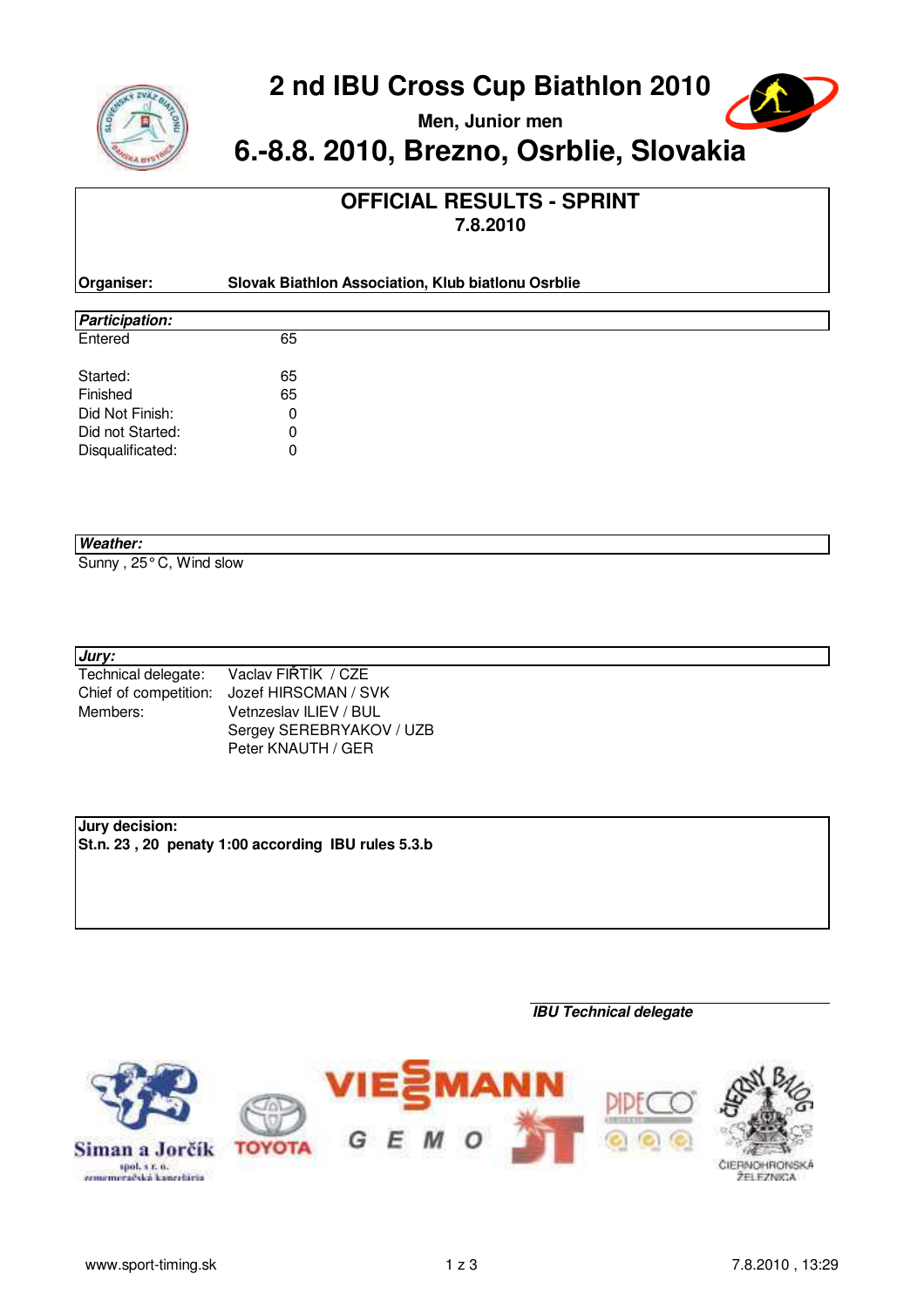# 2 nd IBU Cross Cup Biathlon 2010

**Men, Junior men**

# 6.-8.8. 2010, Brezno, Osrblie, Slovakia

## OFFICIAL RESULTS - SPRINT

**7.8.2010**

**Organiser:** **Slovak Biathlon Association, Klub biatlonu Osrblie**

***Participation:***

| | |
|---|---|
| Entered | 65 |
| Started: | 65 |
| Finished | 65 |
| Did Not Finish: | 0 |
| Did not Started: | 0 |
| Disqualificated: | 0 |

***Weather:***

Sunny , 25° C, Wind slow

***Jury:***

| | |
|---|---|
| Technical delegate: | Vaclav FIŘTÍK / CZE |
| Chief of competition: | Jozef HIRSCMAN / SVK |
| Members: | Vetnzeslav ILIEV / BUL |
| | Sergey SEREBRYAKOV / UZB |
| | Peter KNAUTH / GER |

**Jury decision:**

**St.n. 23 , 20 penaty 1:00 according IBU rules 5.3.b**

***IBU Technical delegate***

Siman a Jorčík spol. s r. o. zememeračská kancelária

TOYOTA

VIESSMANN

GEMO

PIPECO

ČIERNY BALOG ČIERNOHRONSKÁ ŽELEZNICA

www.sport-timing.sk

7.8.2010 , 13:29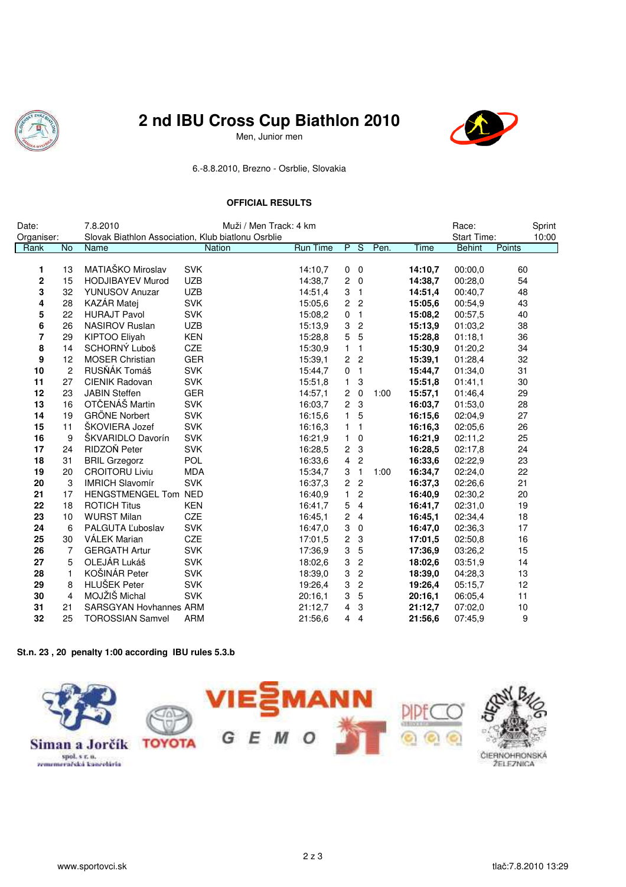# 2 nd IBU Cross Cup Biathlon 2010

Men, Junior men

6.-8.8.2010, Brezno - Osrblie, Slovakia

**OFFICIAL RESULTS**

Date: 7.8.2010 Muži / Men Track: 4 km Race: Sprint

Organiser: Slovak Biathlon Association, Klub biatlonu Osrblie Start Time: 10:00

| Rank | No | Name | Nation | Run Time | P | S | Pen. | Time | Behint | Points |
|---|---|---|---|---|---|---|---|---|---|---|
| **1** | 13 | MATIAŠKO Miroslav | SVK | 14:10,7 | 0 | 0 | | **14:10,7** | 00:00,0 | 60 |
| **2** | 15 | HODJIBAYEV Murod | UZB | 14:38,7 | 2 | 0 | | **14:38,7** | 00:28,0 | 54 |
| **3** | 32 | YUNUSOV Anuzar | UZB | 14:51,4 | 3 | 1 | | **14:51,4** | 00:40,7 | 48 |
| **4** | 28 | KAZÁR Matej | SVK | 15:05,6 | 2 | 2 | | **15:05,6** | 00:54,9 | 43 |
| **5** | 22 | HURAJT Pavol | SVK | 15:08,2 | 0 | 1 | | **15:08,2** | 00:57,5 | 40 |
| **6** | 26 | NASIROV Ruslan | UZB | 15:13,9 | 3 | 2 | | **15:13,9** | 01:03,2 | 38 |
| **7** | 29 | KIPTOO Eliyah | KEN | 15:28,8 | 5 | 5 | | **15:28,8** | 01:18,1 | 36 |
| **8** | 14 | SCHORNÝ Luboš | CZE | 15:30,9 | 1 | 1 | | **15:30,9** | 01:20,2 | 34 |
| **9** | 12 | MOSER Christian | GER | 15:39,1 | 2 | 2 | | **15:39,1** | 01:28,4 | 32 |
| **10** | 2 | RUSŇÁK Tomáš | SVK | 15:44,7 | 0 | 1 | | **15:44,7** | 01:34,0 | 31 |
| **11** | 27 | CIENIK Radovan | SVK | 15:51,8 | 1 | 3 | | **15:51,8** | 01:41,1 | 30 |
| **12** | 23 | JABIN Steffen | GER | 14:57,1 | 2 | 0 | 1:00 | **15:57,1** | 01:46,4 | 29 |
| **13** | 16 | OTČENÁŠ Martin | SVK | 16:03,7 | 2 | 3 | | **16:03,7** | 01:53,0 | 28 |
| **14** | 19 | GRÖNE Norbert | SVK | 16:15,6 | 1 | 5 | | **16:15,6** | 02:04,9 | 27 |
| **15** | 11 | ŠKOVIERA Jozef | SVK | 16:16,3 | 1 | 1 | | **16:16,3** | 02:05,6 | 26 |
| **16** | 9 | ŠKVARIDLO Davorín | SVK | 16:21,9 | 1 | 0 | | **16:21,9** | 02:11,2 | 25 |
| **17** | 24 | RIDZOŇ Peter | SVK | 16:28,5 | 2 | 3 | | **16:28,5** | 02:17,8 | 24 |
| **18** | 31 | BRIL Grzegorz | POL | 16:33,6 | 4 | 2 | | **16:33,6** | 02:22,9 | 23 |
| **19** | 20 | CROITORU Liviu | MDA | 15:34,7 | 3 | 1 | 1:00 | **16:34,7** | 02:24,0 | 22 |
| **20** | 3 | IMRICH Slavomír | SVK | 16:37,3 | 2 | 2 | | **16:37,3** | 02:26,6 | 21 |
| **21** | 17 | HENGSTMENGEL Tom | NED | 16:40,9 | 1 | 2 | | **16:40,9** | 02:30,2 | 20 |
| **22** | 18 | ROTICH Titus | KEN | 16:41,7 | 5 | 4 | | **16:41,7** | 02:31,0 | 19 |
| **23** | 10 | WURST Milan | CZE | 16:45,1 | 2 | 4 | | **16:45,1** | 02:34,4 | 18 |
| **24** | 6 | PALGUTA Ľuboslav | SVK | 16:47,0 | 3 | 0 | | **16:47,0** | 02:36,3 | 17 |
| **25** | 30 | VÁLEK Marian | CZE | 17:01,5 | 2 | 3 | | **17:01,5** | 02:50,8 | 16 |
| **26** | 7 | GERGATH Artur | SVK | 17:36,9 | 3 | 5 | | **17:36,9** | 03:26,2 | 15 |
| **27** | 5 | OLEJÁR Lukáš | SVK | 18:02,6 | 3 | 2 | | **18:02,6** | 03:51,9 | 14 |
| **28** | 1 | KOŠINÁR Peter | SVK | 18:39,0 | 3 | 2 | | **18:39,0** | 04:28,3 | 13 |
| **29** | 8 | HLUŠEK Peter | SVK | 19:26,4 | 3 | 2 | | **19:26,4** | 05:15,7 | 12 |
| **30** | 4 | MOJŽIŠ Michal | SVK | 20:16,1 | 3 | 5 | | **20:16,1** | 06:05,4 | 11 |
| **31** | 21 | SARSGYAN Hovhannes | ARM | 21:12,7 | 4 | 3 | | **21:12,7** | 07:02,0 | 10 |
| **32** | 25 | TOROSSIAN Samvel | ARM | 21:56,6 | 4 | 4 | | **21:56,6** | 07:45,9 | 9 |

**St.n. 23 , 20 penalty 1:00 according IBU rules 5.3.b**

Siman a Jorčík spol. s r. o. zememeračská kancelária · TOYOTA · VIESSMANN · GEMO · JT · PIPECO · ČIERNOHRONSKÁ ŽELEZNICA

www.sportovci.sk

tlač:7.8.2010 13:29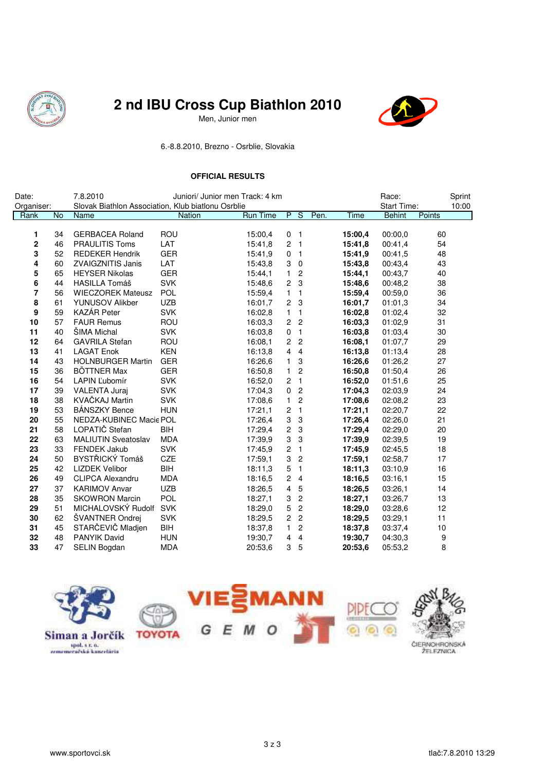# 2 nd IBU Cross Cup Biathlon 2010

Men, Junior men

6.-8.8.2010, Brezno - Osrblie, Slovakia

## OFFICIAL RESULTS

Date: 7.8.2010 Juniori/ Junior men Track: 4 km Race: Sprint

Organiser: Slovak Biathlon Association, Klub biatlonu Osrblie Start Time: 10:00

| Rank | No | Name | Nation | Run Time | P | S | Pen. | Time | Behint | Points |
|---|---|---|---|---|---|---|---|---|---|---|
| **1** | 34 | GERBACEA Roland | ROU | 15:00,4 | 0 | 1 | | **15:00,4** | 00:00,0 | 60 |
| **2** | 46 | PRAULITIS Toms | LAT | 15:41,8 | 2 | 1 | | **15:41,8** | 00:41,4 | 54 |
| **3** | 52 | REDEKER Hendrik | GER | 15:41,9 | 0 | 1 | | **15:41,9** | 00:41,5 | 48 |
| **4** | 60 | ZVAIGZNITIS Janis | LAT | 15:43,8 | 3 | 0 | | **15:43,8** | 00:43,4 | 43 |
| **5** | 65 | HEYSER Nikolas | GER | 15:44,1 | 1 | 2 | | **15:44,1** | 00:43,7 | 40 |
| **6** | 44 | HASILLA Tomáš | SVK | 15:48,6 | 2 | 3 | | **15:48,6** | 00:48,2 | 38 |
| **7** | 56 | WIECZOREK Mateusz | POL | 15:59,4 | 1 | 1 | | **15:59,4** | 00:59,0 | 36 |
| **8** | 61 | YUNUSOV Alikber | UZB | 16:01,7 | 2 | 3 | | **16:01,7** | 01:01,3 | 34 |
| **9** | 59 | KAZÁR Peter | SVK | 16:02,8 | 1 | 1 | | **16:02,8** | 01:02,4 | 32 |
| **10** | 57 | FAUR Remus | ROU | 16:03,3 | 2 | 2 | | **16:03,3** | 01:02,9 | 31 |
| **11** | 40 | ŠIMA Michal | SVK | 16:03,8 | 0 | 1 | | **16:03,8** | 01:03,4 | 30 |
| **12** | 64 | GAVRILA Stefan | ROU | 16:08,1 | 2 | 2 | | **16:08,1** | 01:07,7 | 29 |
| **13** | 41 | LAGAT Enok | KEN | 16:13,8 | 4 | 4 | | **16:13,8** | 01:13,4 | 28 |
| **14** | 43 | HOLNBURGER Martin | GER | 16:26,6 | 1 | 3 | | **16:26,6** | 01:26,2 | 27 |
| **15** | 36 | BÖTTNER Max | GER | 16:50,8 | 1 | 2 | | **16:50,8** | 01:50,4 | 26 |
| **16** | 54 | LAPIN Ľubomír | SVK | 16:52,0 | 2 | 1 | | **16:52,0** | 01:51,6 | 25 |
| **17** | 39 | VALENTA Juraj | SVK | 17:04,3 | 0 | 2 | | **17:04,3** | 02:03,9 | 24 |
| **18** | 38 | KVAČKAJ Martin | SVK | 17:08,6 | 1 | 2 | | **17:08,6** | 02:08,2 | 23 |
| **19** | 53 | BÁNSZKY Bence | HUN | 17:21,1 | 2 | 1 | | **17:21,1** | 02:20,7 | 22 |
| **20** | 55 | NEDZA-KUBINEC Macie | POL | 17:26,4 | 3 | 3 | | **17:26,4** | 02:26,0 | 21 |
| **21** | 58 | LOPATIČ Stefan | BIH | 17:29,4 | 2 | 3 | | **17:29,4** | 02:29,0 | 20 |
| **22** | 63 | MALIUTIN Sveatoslav | MDA | 17:39,9 | 3 | 3 | | **17:39,9** | 02:39,5 | 19 |
| **23** | 33 | FENDEK Jakub | SVK | 17:45,9 | 2 | 1 | | **17:45,9** | 02:45,5 | 18 |
| **24** | 50 | BYSTŘICKÝ Tomáš | CZE | 17:59,1 | 3 | 2 | | **17:59,1** | 02:58,7 | 17 |
| **25** | 42 | LIZDEK Velibor | BIH | 18:11,3 | 5 | 1 | | **18:11,3** | 03:10,9 | 16 |
| **26** | 49 | CLIPCA Alexandru | MDA | 18:16,5 | 2 | 4 | | **18:16,5** | 03:16,1 | 15 |
| **27** | 37 | KARIMOV Anvar | UZB | 18:26,5 | 4 | 5 | | **18:26,5** | 03:26,1 | 14 |
| **28** | 35 | SKOWRON Marcin | POL | 18:27,1 | 3 | 2 | | **18:27,1** | 03:26,7 | 13 |
| **29** | 51 | MICHALOVSKÝ Rudolf | SVK | 18:29,0 | 5 | 2 | | **18:29,0** | 03:28,6 | 12 |
| **30** | 62 | ŠVANTNER Ondrej | SVK | 18:29,5 | 2 | 2 | | **18:29,5** | 03:29,1 | 11 |
| **31** | 45 | STARČEVIČ Mladjen | BIH | 18:37,8 | 1 | 2 | | **18:37,8** | 03:37,4 | 10 |
| **32** | 48 | PANYIK David | HUN | 19:30,7 | 4 | 4 | | **19:30,7** | 04:30,3 | 9 |
| **33** | 47 | SELIN Bogdan | MDA | 20:53,6 | 3 | 5 | | **20:53,6** | 05:53,2 | 8 |

www.sportovci.sk tlač:7.8.2010 13:29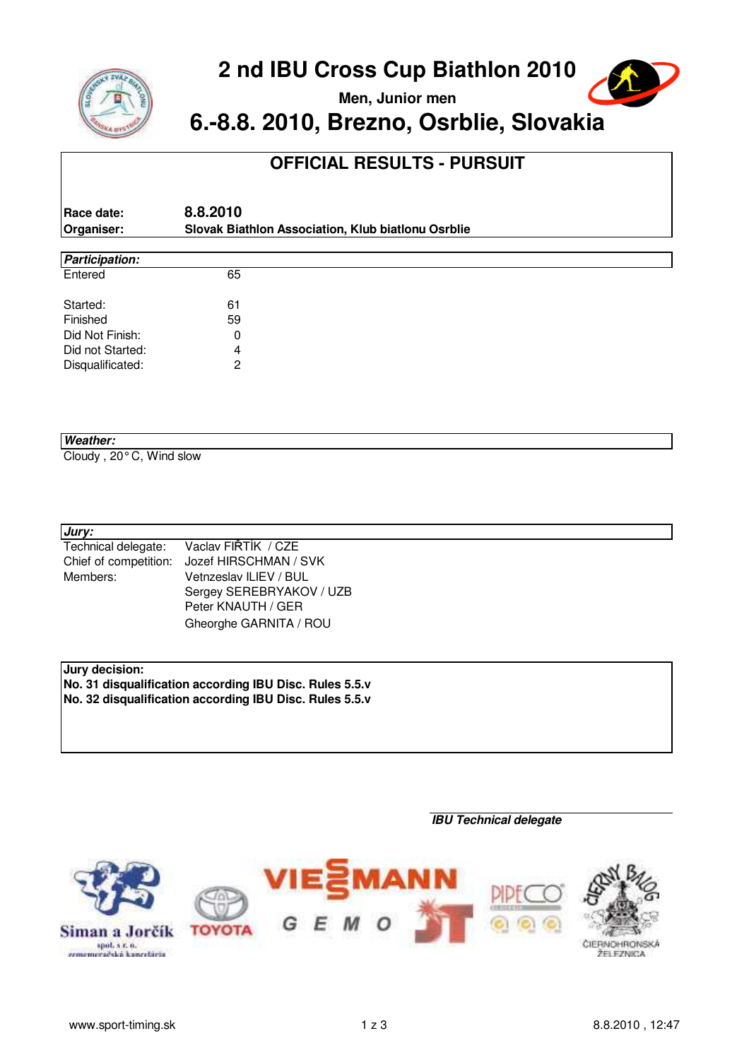# 2 nd IBU Cross Cup Biathlon 2010

**Men, Junior men**

## 6.-8.8. 2010, Brezno, Osrblie, Slovakia

## OFFICIAL RESULTS - PURSUIT

| | |
|---|---|
| **Race date:** | **8.8.2010** |
| **Organiser:** | **Slovak Biathlon Association, Klub biatlonu Osrblie** |

***Participation:***

| | |
|---|---|
| Entered | 65 |
| Started: | 61 |
| Finished | 59 |
| Did Not Finish: | 0 |
| Did not Started: | 4 |
| Disqualificated: | 2 |

***Weather:***

Cloudy , 20° C, Wind slow

***Jury:***

| | |
|---|---|
| Technical delegate: | Vaclav FIŘTÍK / CZE |
| Chief of competition: | Jozef HIRSCHMAN / SVK |
| Members: | Vetnzeslav ILIEV / BUL |
| | Sergey SEREBRYAKOV / UZB |
| | Peter KNAUTH / GER |
| | Gheorghe GARNITA / ROU |

**Jury decision:**

**No. 31 disqualification according IBU Disc. Rules 5.5.v**

**No. 32 disqualification according IBU Disc. Rules 5.5.v**

***IBU Technical delegate***

Siman a Jorčík spol. s r. o. zememeračská kancelária · TOYOTA · VIESSMANN · GEMO · JT · PIPECO · ČIERNY BALOG ČIERNOHRONSKÁ ŽELEZNICA

www.sport-timing.sk · 8.8.2010 , 12:47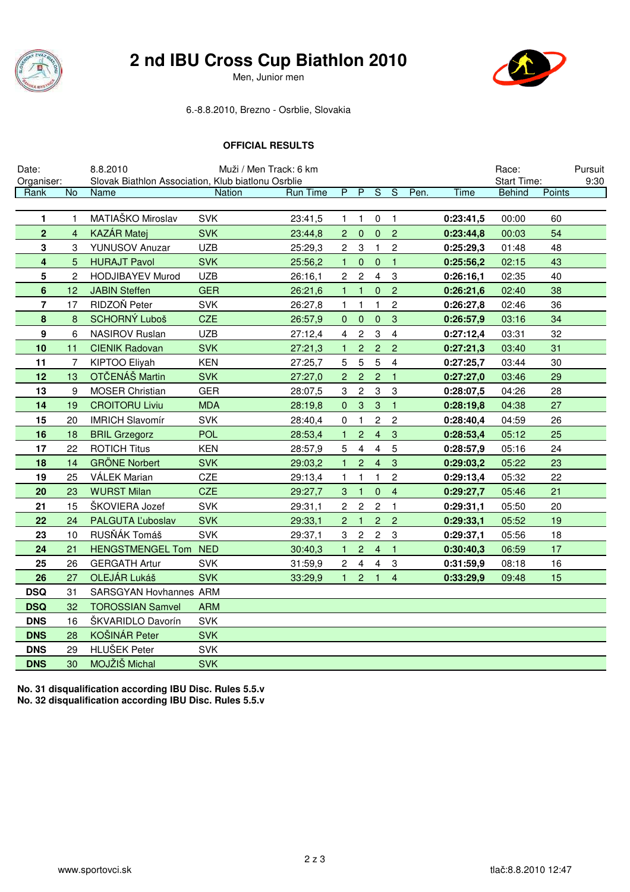# 2 nd IBU Cross Cup Biathlon 2010

Men, Junior men

6.-8.8.2010, Brezno - Osrblie, Slovakia

**OFFICIAL RESULTS**

Date: 8.8.2010 Muži / Men Track: 6 km Race: Pursuit

Organiser: Slovak Biathlon Association, Klub biatlonu Osrblie Start Time: 9:30

| Rank | No | Name | Nation | Run Time | P | P | S | S | Pen. | Time | Behind | Points |
|---|---|---|---|---|---|---|---|---|---|---|---|---|
| **1** | 1 | MATIAŠKO Miroslav | SVK | 23:41,5 | 1 | 1 | 0 | 1 | | **0:23:41,5** | 00:00 | 60 |
| **2** | 4 | KAZÁR Matej | SVK | 23:44,8 | 2 | 0 | 0 | 2 | | **0:23:44,8** | 00:03 | 54 |
| **3** | 3 | YUNUSOV Anuzar | UZB | 25:29,3 | 2 | 3 | 1 | 2 | | **0:25:29,3** | 01:48 | 48 |
| **4** | 5 | HURAJT Pavol | SVK | 25:56,2 | 1 | 0 | 0 | 1 | | **0:25:56,2** | 02:15 | 43 |
| **5** | 2 | HODJIBAYEV Murod | UZB | 26:16,1 | 2 | 2 | 4 | 3 | | **0:26:16,1** | 02:35 | 40 |
| **6** | 12 | JABIN Steffen | GER | 26:21,6 | 1 | 1 | 0 | 2 | | **0:26:21,6** | 02:40 | 38 |
| **7** | 17 | RIDZOŇ Peter | SVK | 26:27,8 | 1 | 1 | 1 | 2 | | **0:26:27,8** | 02:46 | 36 |
| **8** | 8 | SCHORNÝ Luboš | CZE | 26:57,9 | 0 | 0 | 0 | 3 | | **0:26:57,9** | 03:16 | 34 |
| **9** | 6 | NASIROV Ruslan | UZB | 27:12,4 | 4 | 2 | 3 | 4 | | **0:27:12,4** | 03:31 | 32 |
| **10** | 11 | CIENIK Radovan | SVK | 27:21,3 | 1 | 2 | 2 | 2 | | **0:27:21,3** | 03:40 | 31 |
| **11** | 7 | KIPTOO Eliyah | KEN | 27:25,7 | 5 | 5 | 5 | 4 | | **0:27:25,7** | 03:44 | 30 |
| **12** | 13 | OTČENÁŠ Martin | SVK | 27:27,0 | 2 | 2 | 2 | 1 | | **0:27:27,0** | 03:46 | 29 |
| **13** | 9 | MOSER Christian | GER | 28:07,5 | 3 | 2 | 3 | 3 | | **0:28:07,5** | 04:26 | 28 |
| **14** | 19 | CROITORU Liviu | MDA | 28:19,8 | 0 | 3 | 3 | 1 | | **0:28:19,8** | 04:38 | 27 |
| **15** | 20 | IMRICH Slavomír | SVK | 28:40,4 | 0 | 1 | 2 | 2 | | **0:28:40,4** | 04:59 | 26 |
| **16** | 18 | BRIL Grzegorz | POL | 28:53,4 | 1 | 2 | 4 | 3 | | **0:28:53,4** | 05:12 | 25 |
| **17** | 22 | ROTICH Titus | KEN | 28:57,9 | 5 | 4 | 4 | 5 | | **0:28:57,9** | 05:16 | 24 |
| **18** | 14 | GRÔNE Norbert | SVK | 29:03,2 | 1 | 2 | 4 | 3 | | **0:29:03,2** | 05:22 | 23 |
| **19** | 25 | VÁLEK Marian | CZE | 29:13,4 | 1 | 1 | 1 | 2 | | **0:29:13,4** | 05:32 | 22 |
| **20** | 23 | WURST Milan | CZE | 29:27,7 | 3 | 1 | 0 | 4 | | **0:29:27,7** | 05:46 | 21 |
| **21** | 15 | ŠKOVIERA Jozef | SVK | 29:31,1 | 2 | 2 | 2 | 1 | | **0:29:31,1** | 05:50 | 20 |
| **22** | 24 | PALGUTA Ľuboslav | SVK | 29:33,1 | 2 | 1 | 2 | 2 | | **0:29:33,1** | 05:52 | 19 |
| **23** | 10 | RUSŇÁK Tomáš | SVK | 29:37,1 | 3 | 2 | 2 | 3 | | **0:29:37,1** | 05:56 | 18 |
| **24** | 21 | HENGSTMENGEL Tom | NED | 30:40,3 | 1 | 2 | 4 | 1 | | **0:30:40,3** | 06:59 | 17 |
| **25** | 26 | GERGATH Artur | SVK | 31:59,9 | 2 | 4 | 4 | 3 | | **0:31:59,9** | 08:18 | 16 |
| **26** | 27 | OLEJÁR Lukáš | SVK | 33:29,9 | 1 | 2 | 1 | 4 | | **0:33:29,9** | 09:48 | 15 |
| **DSQ** | 31 | SARSGYAN Hovhannes | ARM | | | | | | | | | |
| **DSQ** | 32 | TOROSSIAN Samvel | ARM | | | | | | | | | |
| **DNS** | 16 | ŠKVARIDLO Davorín | SVK | | | | | | | | | |
| **DNS** | 28 | KOŠINÁR Peter | SVK | | | | | | | | | |
| **DNS** | 29 | HLUŠEK Peter | SVK | | | | | | | | | |
| **DNS** | 30 | MOJŽIŠ Michal | SVK | | | | | | | | | |

**No. 31 disqualification according IBU Disc. Rules 5.5.v**
**No. 32 disqualification according IBU Disc. Rules 5.5.v**

www.sportovci.sk tlač:8.8.2010 12:47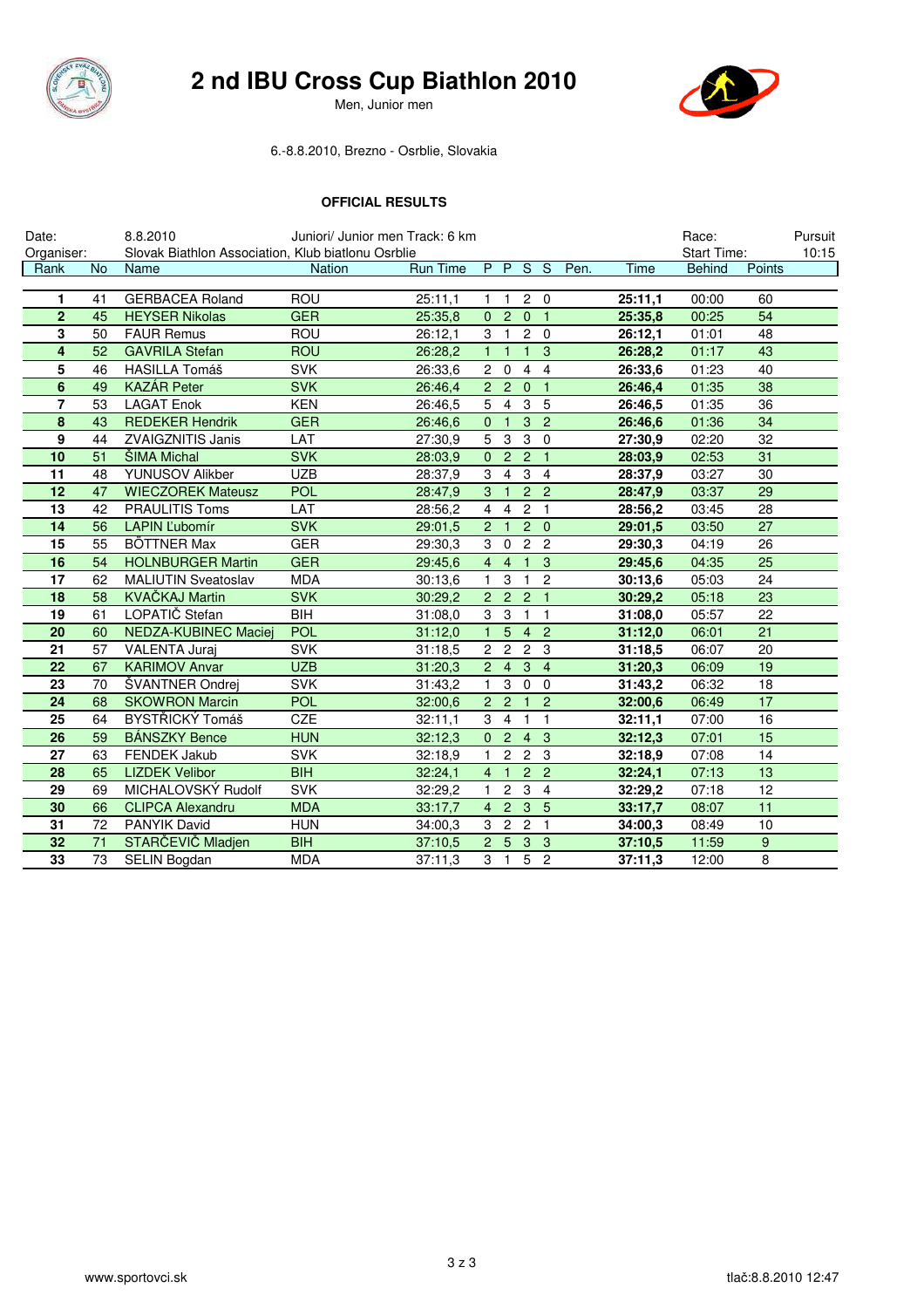# 2 nd IBU Cross Cup Biathlon 2010

Men, Junior men

6.-8.8.2010, Brezno - Osrblie, Slovakia

## OFFICIAL RESULTS

Date: 8.8.2010 Juniori/ Junior men Track: 6 km Race: Pursuit

Organiser: Slovak Biathlon Association, Klub biatlonu Osrblie Start Time: 10:15

| Rank | No | Name | Nation | Run Time | P | P | S | S | Pen. | Time | Behind | Points |
|---|---|---|---|---|---|---|---|---|---|---|---|---|
| **1** | 41 | GERBACEA Roland | ROU | 25:11,1 | 1 | 1 | 2 | 0 | | **25:11,1** | 00:00 | 60 |
| **2** | 45 | HEYSER Nikolas | GER | 25:35,8 | 0 | 2 | 0 | 1 | | **25:35,8** | 00:25 | 54 |
| **3** | 50 | FAUR Remus | ROU | 26:12,1 | 3 | 1 | 2 | 0 | | **26:12,1** | 01:01 | 48 |
| **4** | 52 | GAVRILA Stefan | ROU | 26:28,2 | 1 | 1 | 1 | 3 | | **26:28,2** | 01:17 | 43 |
| **5** | 46 | HASILLA Tomáš | SVK | 26:33,6 | 2 | 0 | 4 | 4 | | **26:33,6** | 01:23 | 40 |
| **6** | 49 | KAZÁR Peter | SVK | 26:46,4 | 2 | 2 | 0 | 1 | | **26:46,4** | 01:35 | 38 |
| **7** | 53 | LAGAT Enok | KEN | 26:46,5 | 5 | 4 | 3 | 5 | | **26:46,5** | 01:35 | 36 |
| **8** | 43 | REDEKER Hendrik | GER | 26:46,6 | 0 | 1 | 3 | 2 | | **26:46,6** | 01:36 | 34 |
| **9** | 44 | ZVAIGZNITIS Janis | LAT | 27:30,9 | 5 | 3 | 3 | 0 | | **27:30,9** | 02:20 | 32 |
| **10** | 51 | ŠIMA Michal | SVK | 28:03,9 | 0 | 2 | 2 | 1 | | **28:03,9** | 02:53 | 31 |
| **11** | 48 | YUNUSOV Alikber | UZB | 28:37,9 | 3 | 4 | 3 | 4 | | **28:37,9** | 03:27 | 30 |
| **12** | 47 | WIECZOREK Mateusz | POL | 28:47,9 | 3 | 1 | 2 | 2 | | **28:47,9** | 03:37 | 29 |
| **13** | 42 | PRAULITIS Toms | LAT | 28:56,2 | 4 | 4 | 2 | 1 | | **28:56,2** | 03:45 | 28 |
| **14** | 56 | LAPIN Ľubomír | SVK | 29:01,5 | 2 | 1 | 2 | 0 | | **29:01,5** | 03:50 | 27 |
| **15** | 55 | BÖTTNER Max | GER | 29:30,3 | 3 | 0 | 2 | 2 | | **29:30,3** | 04:19 | 26 |
| **16** | 54 | HOLNBURGER Martin | GER | 29:45,6 | 4 | 4 | 1 | 3 | | **29:45,6** | 04:35 | 25 |
| **17** | 62 | MALIUTIN Sveatoslav | MDA | 30:13,6 | 1 | 3 | 1 | 2 | | **30:13,6** | 05:03 | 24 |
| **18** | 58 | KVAČKAJ Martin | SVK | 30:29,2 | 2 | 2 | 2 | 1 | | **30:29,2** | 05:18 | 23 |
| **19** | 61 | LOPATIČ Stefan | BIH | 31:08,0 | 3 | 3 | 1 | 1 | | **31:08,0** | 05:57 | 22 |
| **20** | 60 | NEDZA-KUBINEC Maciej | POL | 31:12,0 | 1 | 5 | 4 | 2 | | **31:12,0** | 06:01 | 21 |
| **21** | 57 | VALENTA Juraj | SVK | 31:18,5 | 2 | 2 | 2 | 3 | | **31:18,5** | 06:07 | 20 |
| **22** | 67 | KARIMOV Anvar | UZB | 31:20,3 | 2 | 4 | 3 | 4 | | **31:20,3** | 06:09 | 19 |
| **23** | 70 | ŠVANTNER Ondrej | SVK | 31:43,2 | 1 | 3 | 0 | 0 | | **31:43,2** | 06:32 | 18 |
| **24** | 68 | SKOWRON Marcin | POL | 32:00,6 | 2 | 2 | 1 | 2 | | **32:00,6** | 06:49 | 17 |
| **25** | 64 | BYSTŘICKÝ Tomáš | CZE | 32:11,1 | 3 | 4 | 1 | 1 | | **32:11,1** | 07:00 | 16 |
| **26** | 59 | BÁNSZKY Bence | HUN | 32:12,3 | 0 | 2 | 4 | 3 | | **32:12,3** | 07:01 | 15 |
| **27** | 63 | FENDEK Jakub | SVK | 32:18,9 | 1 | 2 | 2 | 3 | | **32:18,9** | 07:08 | 14 |
| **28** | 65 | LIZDEK Velibor | BIH | 32:24,1 | 4 | 1 | 2 | 2 | | **32:24,1** | 07:13 | 13 |
| **29** | 69 | MICHALOVSKÝ Rudolf | SVK | 32:29,2 | 1 | 2 | 3 | 4 | | **32:29,2** | 07:18 | 12 |
| **30** | 66 | CLIPCA Alexandru | MDA | 33:17,7 | 4 | 2 | 3 | 5 | | **33:17,7** | 08:07 | 11 |
| **31** | 72 | PANYIK David | HUN | 34:00,3 | 3 | 2 | 2 | 1 | | **34:00,3** | 08:49 | 10 |
| **32** | 71 | STARČEVIČ Mladjen | BIH | 37:10,5 | 2 | 5 | 3 | 3 | | **37:10,5** | 11:59 | 9 |
| **33** | 73 | SELIN Bogdan | MDA | 37:11,3 | 3 | 1 | 5 | 2 | | **37:11,3** | 12:00 | 8 |

www.sportovci.sk

tlač:8.8.2010 12:47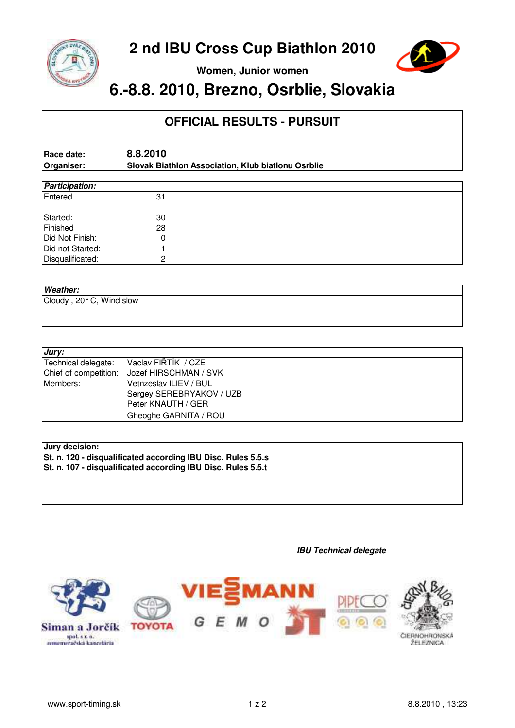# 2 nd IBU Cross Cup Biathlon 2010

**Women, Junior women**

## 6.-8.8. 2010, Brezno, Osrblie, Slovakia

### OFFICIAL RESULTS - PURSUIT

| | |
|---|---|
| **Race date:** | **8.8.2010** |
| **Organiser:** | **Slovak Biathlon Association, Klub biatlonu Osrblie** |

| ***Participation:*** | |
|---|---|
| Entered | 31 |
| Started: | 30 |
| Finished | 28 |
| Did Not Finish: | 0 |
| Did not Started: | 1 |
| Disqualificated: | 2 |

***Weather:***

Cloudy , 20° C, Wind slow

| ***Jury:*** | |
|---|---|
| Technical delegate: | Vaclav FIŘTÍK / CZE |
| Chief of competition: | Jozef HIRSCHMAN / SVK |
| Members: | Vetnzeslav ILIEV / BUL |
| | Sergey SEREBRYAKOV / UZB |
| | Peter KNAUTH / GER |
| | Gheoghe GARNITA / ROU |

**Jury decision:**

**St. n. 120 - disqualificated according IBU Disc. Rules 5.5.s**

**St. n. 107 - disqualificated according IBU Disc. Rules 5.5.t**

***IBU Technical delegate***

Siman a Jorčík spol. s r. o. zememeračská kancelária · TOYOTA · VIESSMANN · GEMO · PIPECO · ČIERNY BALOG ČIERNOHRONSKÁ ŽELEZNICA

www.sport-timing.sk · 8.8.2010 , 13:23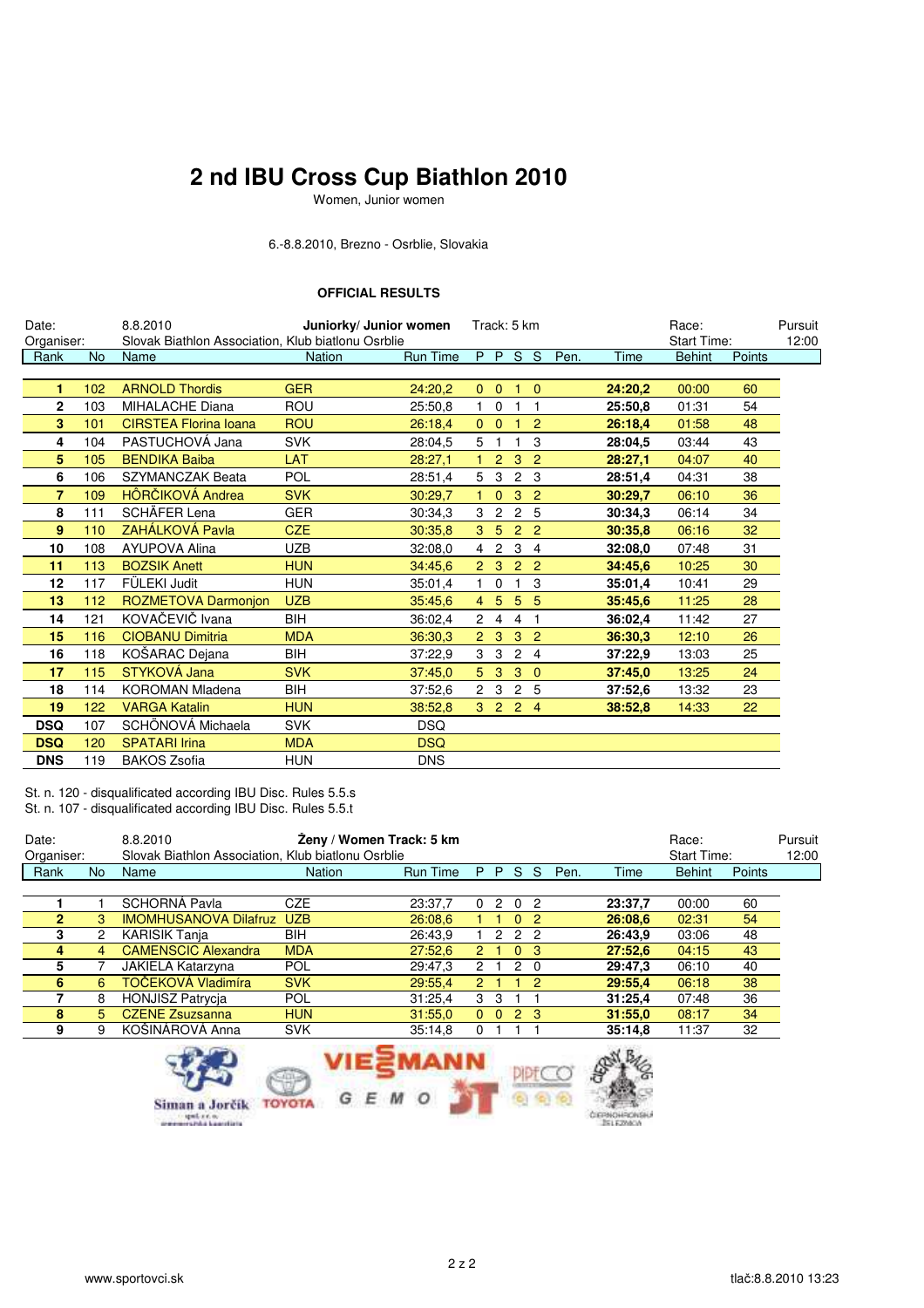# 2 nd IBU Cross Cup Biathlon 2010

Women, Junior women

6.-8.8.2010, Brezno - Osrblie, Slovakia

**OFFICIAL RESULTS**

Date: 8.8.2010 **Juniorky/ Junior women** Track: 5 km Race: Pursuit

Organiser: Slovak Biathlon Association, Klub biatlonu Osrblie Start Time: 12:00

| Rank | No | Name | Nation | Run Time | P | P | S | S | Pen. | Time | Behint | Points |
|---|---|---|---|---|---|---|---|---|---|---|---|---|
| **1** | 102 | ARNOLD Thordis | GER | 24:20,2 | 0 | 0 | 1 | 0 | | **24:20,2** | 00:00 | 60 |
| **2** | 103 | MIHALACHE Diana | ROU | 25:50,8 | 1 | 0 | 1 | 1 | | **25:50,8** | 01:31 | 54 |
| **3** | 101 | CIRSTEA Florina Ioana | ROU | 26:18,4 | 0 | 0 | 1 | 2 | | **26:18,4** | 01:58 | 48 |
| **4** | 104 | PASTUCHOVÁ Jana | SVK | 28:04,5 | 5 | 1 | 1 | 3 | | **28:04,5** | 03:44 | 43 |
| **5** | 105 | BENDIKA Baiba | LAT | 28:27,1 | 1 | 2 | 3 | 2 | | **28:27,1** | 04:07 | 40 |
| **6** | 106 | SZYMANCZAK Beata | POL | 28:51,4 | 5 | 3 | 2 | 3 | | **28:51,4** | 04:31 | 38 |
| **7** | 109 | HÔRČIKOVÁ Andrea | SVK | 30:29,7 | 1 | 0 | 3 | 2 | | **30:29,7** | 06:10 | 36 |
| **8** | 111 | SCHÄFER Lena | GER | 30:34,3 | 3 | 2 | 2 | 5 | | **30:34,3** | 06:14 | 34 |
| **9** | 110 | ZAHÁLKOVÁ Pavla | CZE | 30:35,8 | 3 | 5 | 2 | 2 | | **30:35,8** | 06:16 | 32 |
| **10** | 108 | AYUPOVA Alina | UZB | 32:08,0 | 4 | 2 | 3 | 4 | | **32:08,0** | 07:48 | 31 |
| **11** | 113 | BOZSIK Anett | HUN | 34:45,6 | 2 | 3 | 2 | 2 | | **34:45,6** | 10:25 | 30 |
| **12** | 117 | FÜLEKI Judit | HUN | 35:01,4 | 1 | 0 | 1 | 3 | | **35:01,4** | 10:41 | 29 |
| **13** | 112 | ROZMETOVA Darmonjon | UZB | 35:45,6 | 4 | 5 | 5 | 5 | | **35:45,6** | 11:25 | 28 |
| **14** | 121 | KOVAČEVIČ Ivana | BIH | 36:02,4 | 2 | 4 | 4 | 1 | | **36:02,4** | 11:42 | 27 |
| **15** | 116 | CIOBANU Dimitria | MDA | 36:30,3 | 2 | 3 | 3 | 2 | | **36:30,3** | 12:10 | 26 |
| **16** | 118 | KOŠARAC Dejana | BIH | 37:22,9 | 3 | 3 | 2 | 4 | | **37:22,9** | 13:03 | 25 |
| **17** | 115 | STYKOVÁ Jana | SVK | 37:45,0 | 5 | 3 | 3 | 0 | | **37:45,0** | 13:25 | 24 |
| **18** | 114 | KOROMAN Mladena | BIH | 37:52,6 | 2 | 3 | 2 | 5 | | **37:52,6** | 13:32 | 23 |
| **19** | 122 | VARGA Katalin | HUN | 38:52,8 | 3 | 2 | 2 | 4 | | **38:52,8** | 14:33 | 22 |
| **DSQ** | 107 | SCHÖNOVÁ Michaela | SVK | DSQ | | | | | | | | |
| **DSQ** | 120 | SPATARI Irina | MDA | DSQ | | | | | | | | |
| **DNS** | 119 | BAKOS Zsofia | HUN | DNS | | | | | | | | |

St. n. 120 - disqualificated according IBU Disc. Rules 5.5.s

St. n. 107 - disqualificated according IBU Disc. Rules 5.5.t

Date: 8.8.2010 **Ženy / Women Track: 5 km** Race: Pursuit

Organiser: Slovak Biathlon Association, Klub biatlonu Osrblie Start Time: 12:00

| Rank | No | Name | Nation | Run Time | P | P | S | S | Pen. | Time | Behint | Points |
|---|---|---|---|---|---|---|---|---|---|---|---|---|
| **1** | 1 | SCHORNÁ Pavla | CZE | 23:37,7 | 0 | 2 | 0 | 2 | | **23:37,7** | 00:00 | 60 |
| **2** | 3 | IMOMHUSANOVA Dilafruz | UZB | 26:08,6 | 1 | 1 | 0 | 2 | | **26:08,6** | 02:31 | 54 |
| **3** | 2 | KARISIK Tanja | BIH | 26:43,9 | 1 | 2 | 2 | 2 | | **26:43,9** | 03:06 | 48 |
| **4** | 4 | CAMENSCIC Alexandra | MDA | 27:52,6 | 2 | 1 | 0 | 3 | | **27:52,6** | 04:15 | 43 |
| **5** | 7 | JAKIELA Katarzyna | POL | 29:47,3 | 2 | 1 | 2 | 0 | | **29:47,3** | 06:10 | 40 |
| **6** | 6 | TOČEKOVÁ Vladimíra | SVK | 29:55,4 | 2 | 1 | 1 | 2 | | **29:55,4** | 06:18 | 38 |
| **7** | 8 | HONJISZ Patrycja | POL | 31:25,4 | 3 | 3 | 1 | 1 | | **31:25,4** | 07:48 | 36 |
| **8** | 5 | CZENE Zsuzsanna | HUN | 31:55,0 | 0 | 0 | 2 | 3 | | **31:55,0** | 08:17 | 34 |
| **9** | 9 | KOŠINÁROVÁ Anna | SVK | 35:14,8 | 0 | 1 | 1 | 1 | | **35:14,8** | 11:37 | 32 |

Siman a Jorčík TOYOTA VIESSMANN GEMO PIPECO ČIERNY BALOG

www.sportovci.sk tlač:8.8.2010 13:23